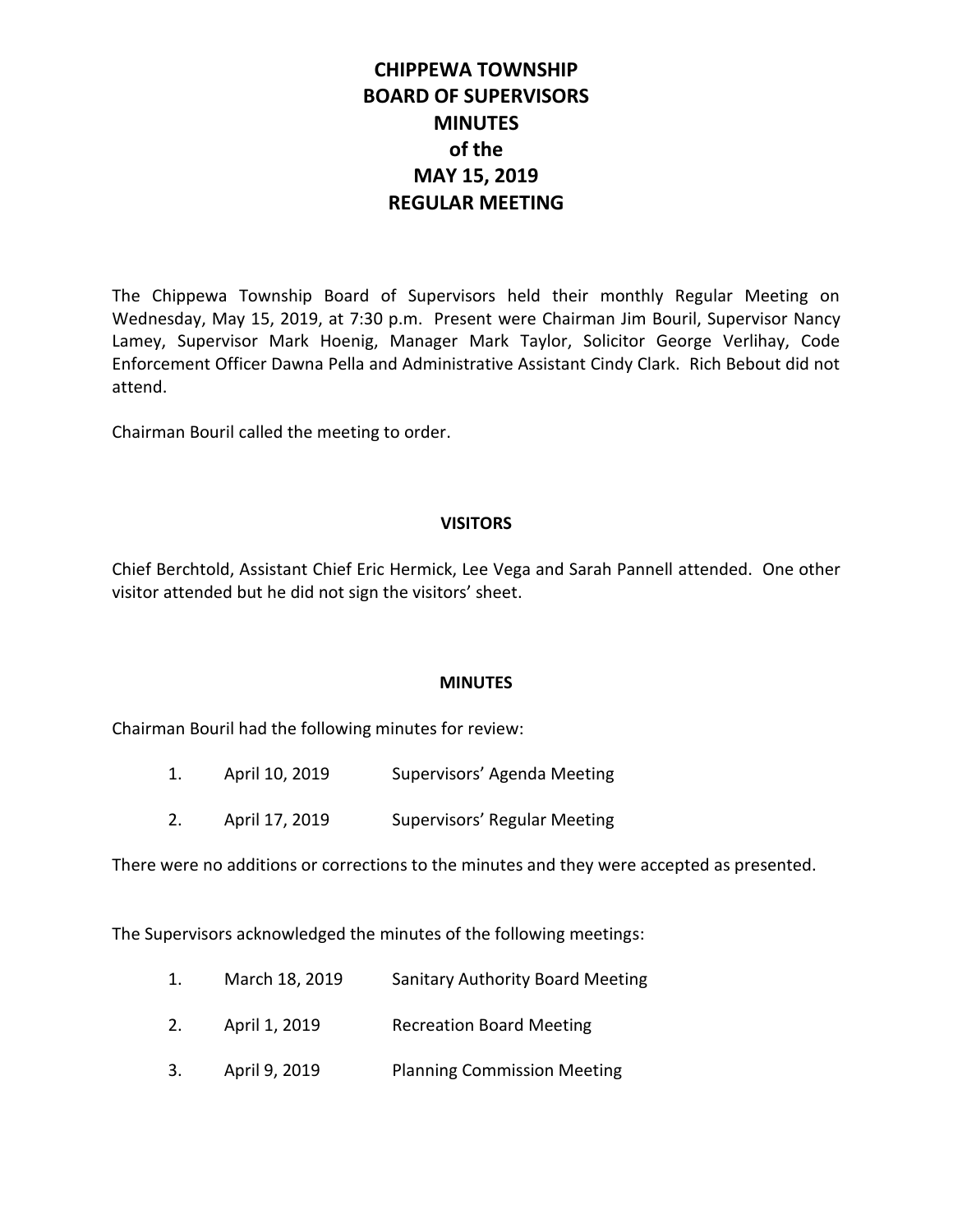# CHIPPEWA TOWNSHIP
# BOARD OF SUPERVISORS
# MINUTES
# of the
# MAY 15, 2019
# REGULAR MEETING

The Chippewa Township Board of Supervisors held their monthly Regular Meeting on Wednesday, May 15, 2019, at 7:30 p.m. Present were Chairman Jim Bouril, Supervisor Nancy Lamey, Supervisor Mark Hoenig, Manager Mark Taylor, Solicitor George Verlihay, Code Enforcement Officer Dawna Pella and Administrative Assistant Cindy Clark. Rich Bebout did not attend.

Chairman Bouril called the meeting to order.

## VISITORS

Chief Berchtold, Assistant Chief Eric Hermick, Lee Vega and Sarah Pannell attended. One other visitor attended but he did not sign the visitors' sheet.

## MINUTES

Chairman Bouril had the following minutes for review:

1. April 10, 2019 Supervisors' Agenda Meeting
2. April 17, 2019 Supervisors' Regular Meeting

There were no additions or corrections to the minutes and they were accepted as presented.

The Supervisors acknowledged the minutes of the following meetings:

1. March 18, 2019 Sanitary Authority Board Meeting
2. April 1, 2019 Recreation Board Meeting
3. April 9, 2019 Planning Commission Meeting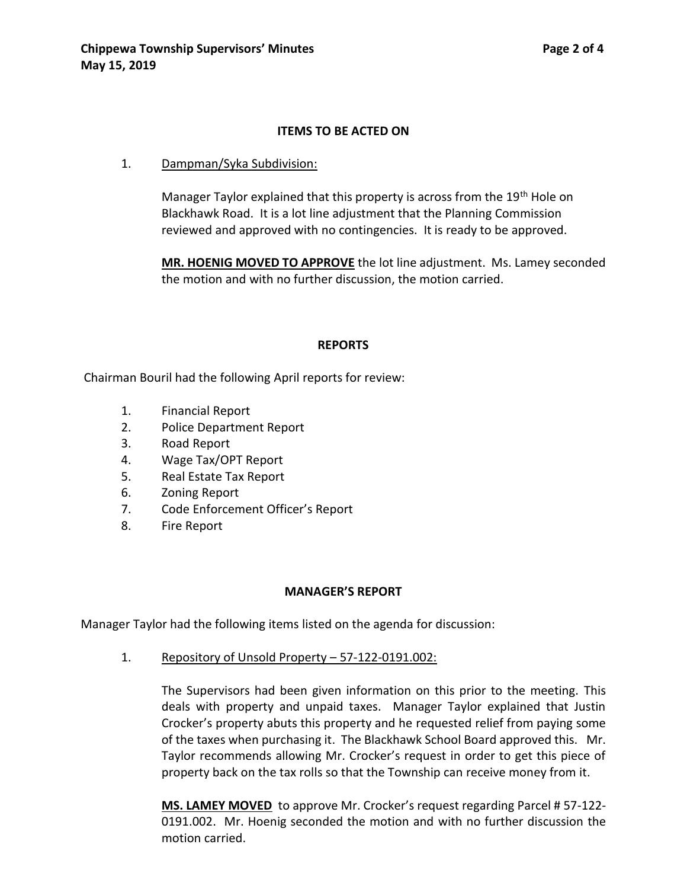## ITEMS TO BE ACTED ON

1. Dampman/Syka Subdivision:

   Manager Taylor explained that this property is across from the 19th Hole on Blackhawk Road. It is a lot line adjustment that the Planning Commission reviewed and approved with no contingencies. It is ready to be approved.

   **MR. HOENIG MOVED TO APPROVE** the lot line adjustment. Ms. Lamey seconded the motion and with no further discussion, the motion carried.

## REPORTS

Chairman Bouril had the following April reports for review:

1. Financial Report
2. Police Department Report
3. Road Report
4. Wage Tax/OPT Report
5. Real Estate Tax Report
6. Zoning Report
7. Code Enforcement Officer's Report
8. Fire Report

## MANAGER'S REPORT

Manager Taylor had the following items listed on the agenda for discussion:

1. Repository of Unsold Property – 57-122-0191.002:

   The Supervisors had been given information on this prior to the meeting. This deals with property and unpaid taxes. Manager Taylor explained that Justin Crocker's property abuts this property and he requested relief from paying some of the taxes when purchasing it. The Blackhawk School Board approved this. Mr. Taylor recommends allowing Mr. Crocker's request in order to get this piece of property back on the tax rolls so that the Township can receive money from it.

   **MS. LAMEY MOVED** to approve Mr. Crocker's request regarding Parcel # 57-122-0191.002. Mr. Hoenig seconded the motion and with no further discussion the motion carried.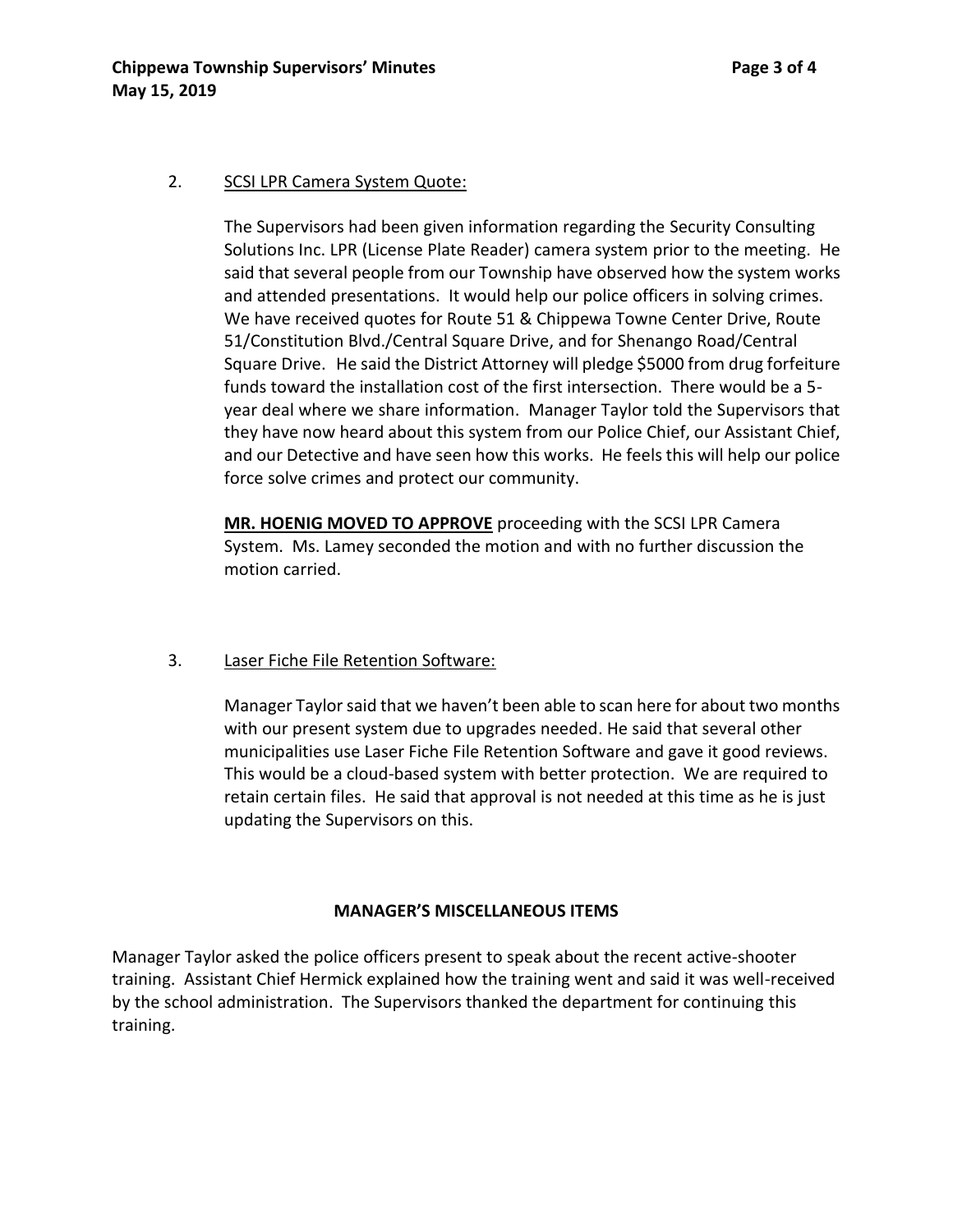2. <u>SCSI LPR Camera System Quote:</u>

The Supervisors had been given information regarding the Security Consulting Solutions Inc. LPR (License Plate Reader) camera system prior to the meeting. He said that several people from our Township have observed how the system works and attended presentations. It would help our police officers in solving crimes. We have received quotes for Route 51 & Chippewa Towne Center Drive, Route 51/Constitution Blvd./Central Square Drive, and for Shenango Road/Central Square Drive. He said the District Attorney will pledge $5000 from drug forfeiture funds toward the installation cost of the first intersection. There would be a 5-year deal where we share information. Manager Taylor told the Supervisors that they have now heard about this system from our Police Chief, our Assistant Chief, and our Detective and have seen how this works. He feels this will help our police force solve crimes and protect our community.

**<u>MR. HOENIG MOVED TO APPROVE</u>** proceeding with the SCSI LPR Camera System. Ms. Lamey seconded the motion and with no further discussion the motion carried.

3. <u>Laser Fiche File Retention Software:</u>

Manager Taylor said that we haven't been able to scan here for about two months with our present system due to upgrades needed. He said that several other municipalities use Laser Fiche File Retention Software and gave it good reviews. This would be a cloud-based system with better protection. We are required to retain certain files. He said that approval is not needed at this time as he is just updating the Supervisors on this.

## MANAGER'S MISCELLANEOUS ITEMS

Manager Taylor asked the police officers present to speak about the recent active-shooter training. Assistant Chief Hermick explained how the training went and said it was well-received by the school administration. The Supervisors thanked the department for continuing this training.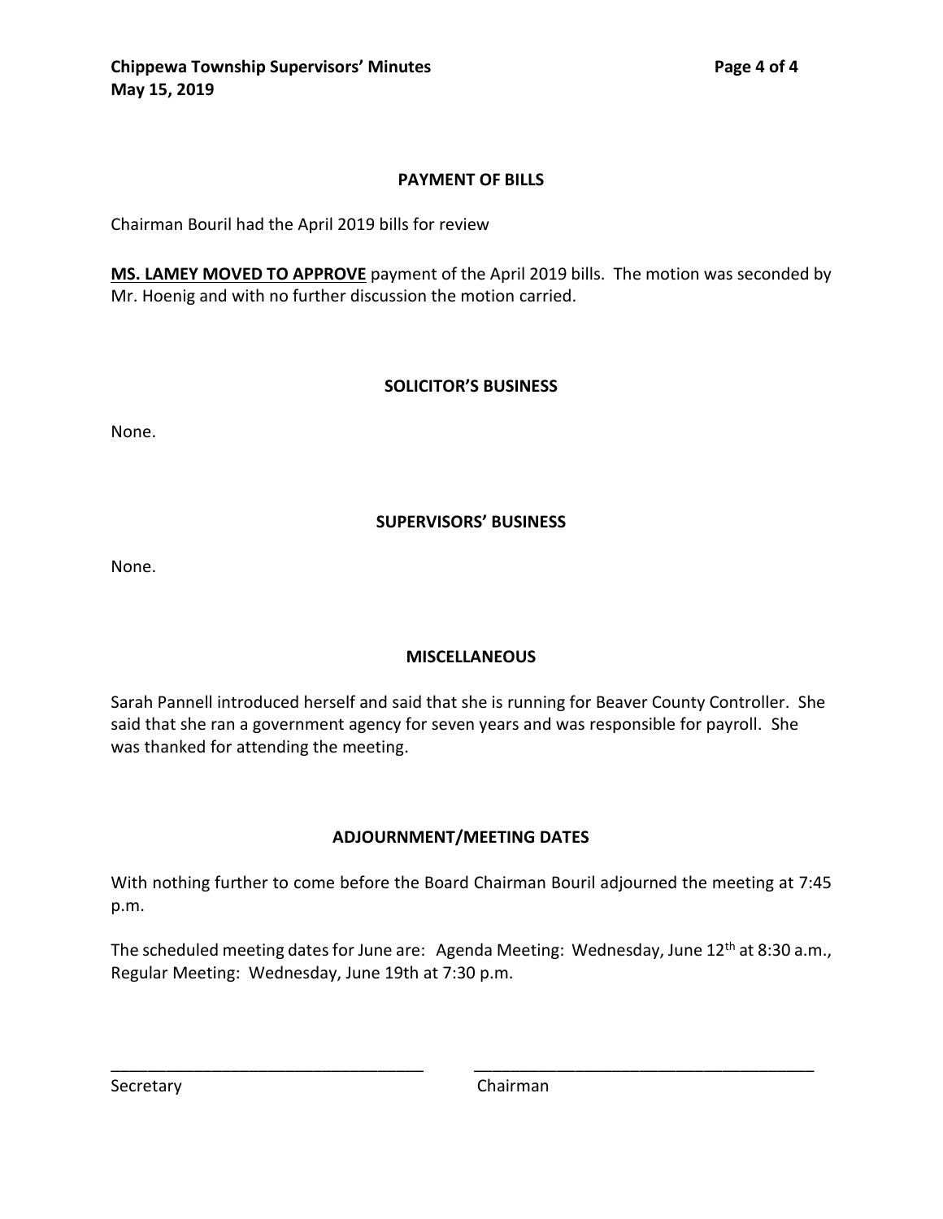## PAYMENT OF BILLS

Chairman Bouril had the April 2019 bills for review

**MS. LAMEY MOVED TO APPROVE** payment of the April 2019 bills. The motion was seconded by Mr. Hoenig and with no further discussion the motion carried.

## SOLICITOR'S BUSINESS

None.

## SUPERVISORS' BUSINESS

None.

## MISCELLANEOUS

Sarah Pannell introduced herself and said that she is running for Beaver County Controller. She said that she ran a government agency for seven years and was responsible for payroll. She was thanked for attending the meeting.

## ADJOURNMENT/MEETING DATES

With nothing further to come before the Board Chairman Bouril adjourned the meeting at 7:45 p.m.

The scheduled meeting dates for June are: Agenda Meeting: Wednesday, June 12th at 8:30 a.m., Regular Meeting: Wednesday, June 19th at 7:30 p.m.

\_\_\_\_\_\_\_\_\_\_\_\_\_\_\_\_\_\_\_\_\_\_\_\_\_\_\_\_\_\_\_\_\_\_ Secretary

\_\_\_\_\_\_\_\_\_\_\_\_\_\_\_\_\_\_\_\_\_\_\_\_\_\_\_\_\_\_\_\_\_\_ Chairman